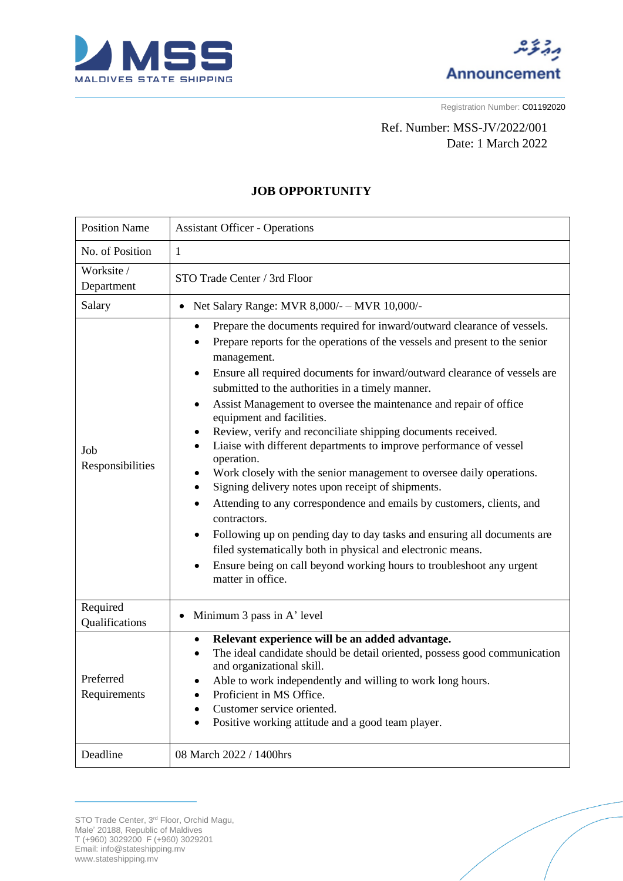MALDIVES STATE SHIPPING

އިޢުލާން

Announcement

Registration Number: C01192020

Ref. Number: MSS-JV/2022/001

Date: 1 March 2022

## JOB OPPORTUNITY

| Position Name | Assistant Officer - Operations |
|---|---|
| No. of Position | 1 |
| Worksite / Department | STO Trade Center / 3rd Floor |
| Salary | • Net Salary Range: MVR 8,000/- – MVR 10,000/- |
| Job Responsibilities | • Prepare the documents required for inward/outward clearance of vessels.<br>• Prepare reports for the operations of the vessels and present to the senior management.<br>• Ensure all required documents for inward/outward clearance of vessels are submitted to the authorities in a timely manner.<br>• Assist Management to oversee the maintenance and repair of office equipment and facilities.<br>• Review, verify and reconciliate shipping documents received.<br>• Liaise with different departments to improve performance of vessel operation.<br>• Work closely with the senior management to oversee daily operations.<br>• Signing delivery notes upon receipt of shipments.<br>• Attending to any correspondence and emails by customers, clients, and contractors.<br>• Following up on pending day to day tasks and ensuring all documents are filed systematically both in physical and electronic means.<br>• Ensure being on call beyond working hours to troubleshoot any urgent matter in office. |
| Required Qualifications | • Minimum 3 pass in A' level |
| Preferred Requirements | • **Relevant experience will be an added advantage.**<br>• The ideal candidate should be detail oriented, possess good communication and organizational skill.<br>• Able to work independently and willing to work long hours.<br>• Proficient in MS Office.<br>• Customer service oriented.<br>• Positive working attitude and a good team player. |
| Deadline | 08 March 2022 / 1400hrs |

STO Trade Center, 3rd Floor, Orchid Magu,
Male' 20188, Republic of Maldives
T (+960) 3029200 F (+960) 3029201
Email: info@stateshipping.mv
www.stateshipping.mv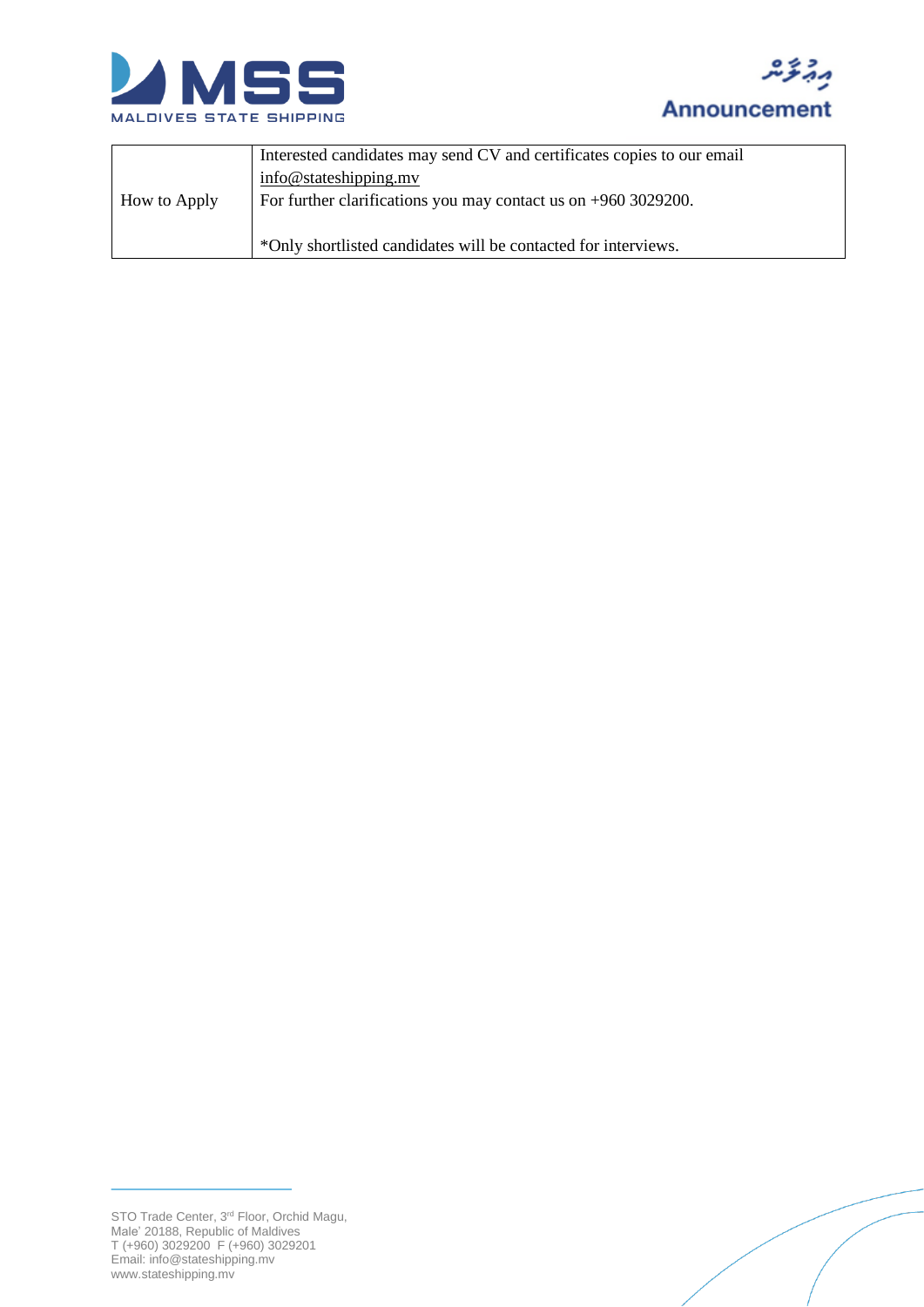| | |
|---|---|
| How to Apply | Interested candidates may send CV and certificates copies to our email info@stateshipping.mv<br>For further clarifications you may contact us on +960 3029200.<br><br>*Only shortlisted candidates will be contacted for interviews. |